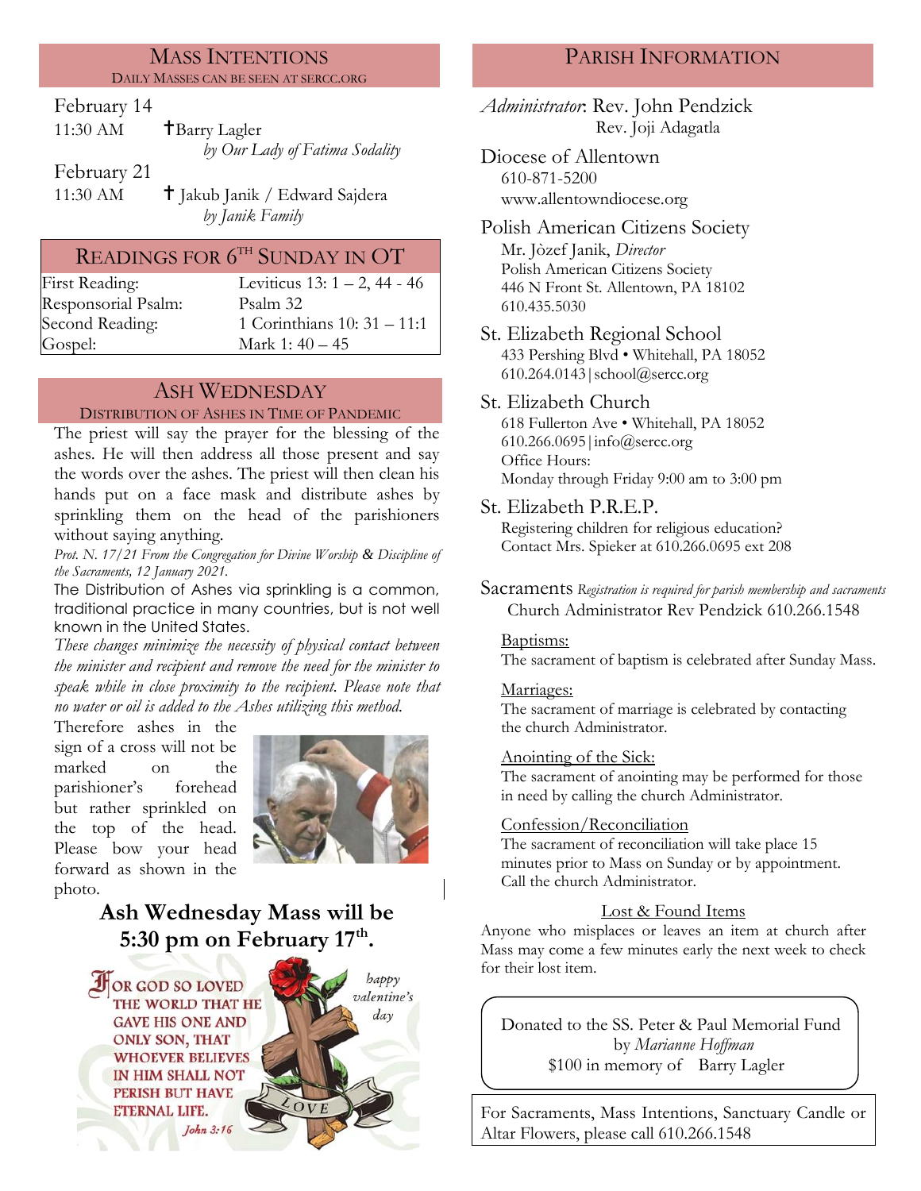## MASS INTENTIONS

DAILY MASSES CAN BE SEEN AT SERCC.ORG

February 14

11:30 AM ✝Barry Lagler
*by Our Lady of Fatima Sodality*

February 21

11:30 AM ✝ Jakub Janik / Edward Sajdera
*by Janik Family*

## READINGS FOR 6TH SUNDAY IN OT

| | |
|---|---|
| First Reading: | Leviticus 13: 1 – 2, 44 - 46 |
| Responsorial Psalm: | Psalm 32 |
| Second Reading: | 1 Corinthians 10: 31 – 11:1 |
| Gospel: | Mark 1: 40 – 45 |

## ASH WEDNESDAY

DISTRIBUTION OF ASHES IN TIME OF PANDEMIC

The priest will say the prayer for the blessing of the ashes. He will then address all those present and say the words over the ashes. The priest will then clean his hands put on a face mask and distribute ashes by sprinkling them on the head of the parishioners without saying anything.

*Prot. N. 17/21 From the Congregation for Divine Worship & Discipline of the Sacraments, 12 January 2021.*

The Distribution of Ashes via sprinkling is a common, traditional practice in many countries, but is not well known in the United States.

*These changes minimize the necessity of physical contact between the minister and recipient and remove the need for the minister to speak while in close proximity to the recipient. Please note that no water or oil is added to the Ashes utilizing this method.*

Therefore ashes in the sign of a cross will not be marked on the parishioner's forehead but rather sprinkled on the top of the head. Please bow your head forward as shown in the photo.

**Ash Wednesday Mass will be 5:30 pm on February 17th.**

FOR GOD SO LOVED THE WORLD THAT HE GAVE HIS ONE AND ONLY SON, THAT WHOEVER BELIEVES IN HIM SHALL NOT PERISH BUT HAVE ETERNAL LIFE.
*John 3:16*

*happy valentine's day*

LOVE

## PARISH INFORMATION

*Administrator*: Rev. John Pendzick
Rev. Joji Adagatla

**Diocese of Allentown**
610-871-5200
www.allentowndiocese.org

**Polish American Citizens Society**
Mr. Jòzef Janik, *Director*
Polish American Citizens Society
446 N Front St. Allentown, PA 18102
610.435.5030

**St. Elizabeth Regional School**
433 Pershing Blvd • Whitehall, PA 18052
610.264.0143 | school@sercc.org

**St. Elizabeth Church**
618 Fullerton Ave • Whitehall, PA 18052
610.266.0695 | info@sercc.org
Office Hours:
Monday through Friday 9:00 am to 3:00 pm

**St. Elizabeth P.R.E.P.**
Registering children for religious education?
Contact Mrs. Spieker at 610.266.0695 ext 208

**Sacraments** *Registration is required for parish membership and sacraments*
Church Administrator Rev Pendzick 610.266.1548

Baptisms:
The sacrament of baptism is celebrated after Sunday Mass.

Marriages:
The sacrament of marriage is celebrated by contacting the church Administrator.

Anointing of the Sick:
The sacrament of anointing may be performed for those in need by calling the church Administrator.

Confession/Reconciliation
The sacrament of reconciliation will take place 15 minutes prior to Mass on Sunday or by appointment. Call the church Administrator.

Lost & Found Items

Anyone who misplaces or leaves an item at church after Mass may come a few minutes early the next week to check for their lost item.

Donated to the SS. Peter & Paul Memorial Fund
by *Marianne Hoffman*
$100 in memory of Barry Lagler

For Sacraments, Mass Intentions, Sanctuary Candle or Altar Flowers, please call 610.266.1548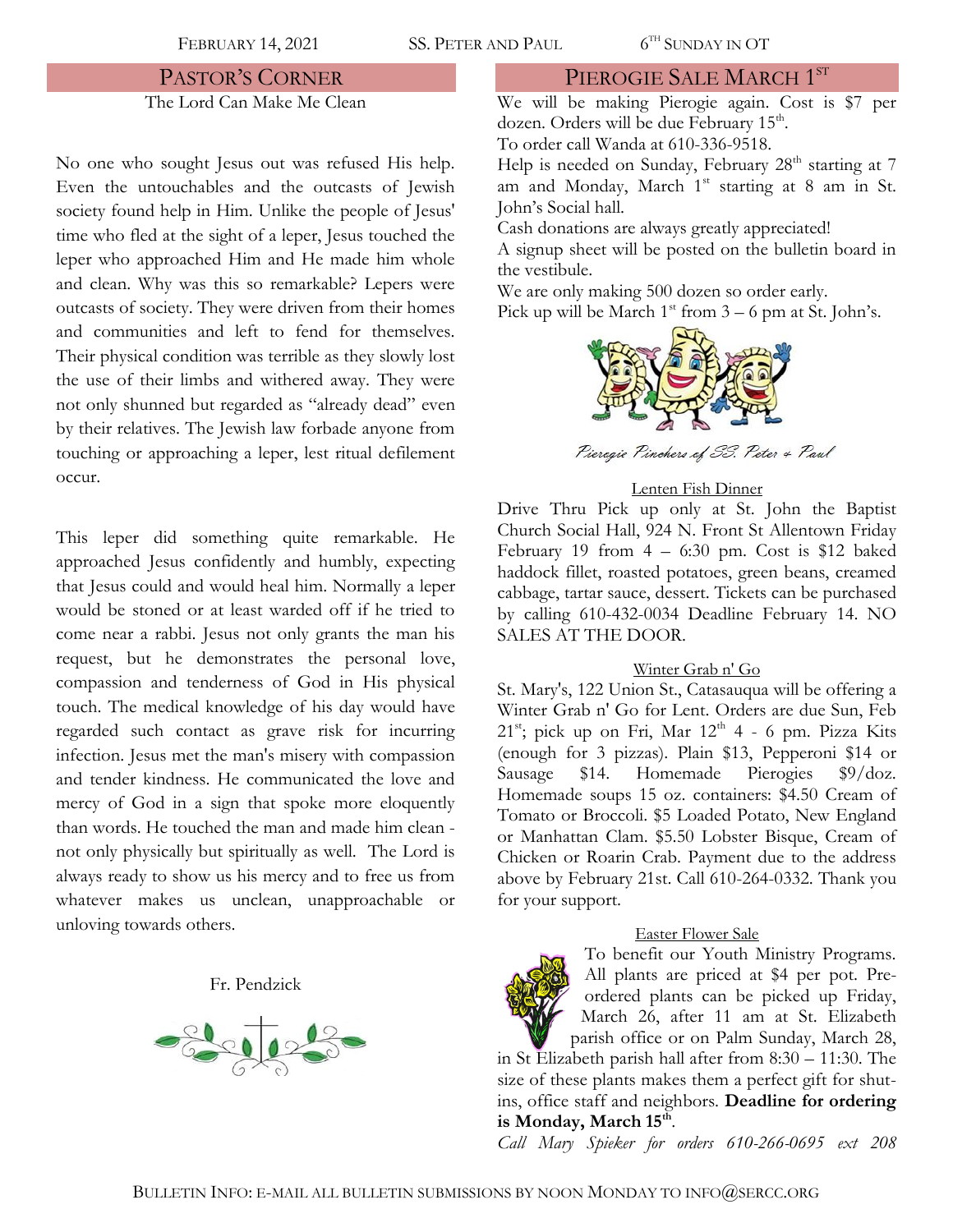## Pastor's Corner

The Lord Can Make Me Clean

No one who sought Jesus out was refused His help. Even the untouchables and the outcasts of Jewish society found help in Him. Unlike the people of Jesus' time who fled at the sight of a leper, Jesus touched the leper who approached Him and He made him whole and clean. Why was this so remarkable? Lepers were outcasts of society. They were driven from their homes and communities and left to fend for themselves. Their physical condition was terrible as they slowly lost the use of their limbs and withered away. They were not only shunned but regarded as "already dead" even by their relatives. The Jewish law forbade anyone from touching or approaching a leper, lest ritual defilement occur.

This leper did something quite remarkable. He approached Jesus confidently and humbly, expecting that Jesus could and would heal him. Normally a leper would be stoned or at least warded off if he tried to come near a rabbi. Jesus not only grants the man his request, but he demonstrates the personal love, compassion and tenderness of God in His physical touch. The medical knowledge of his day would have regarded such contact as grave risk for incurring infection. Jesus met the man's misery with compassion and tender kindness. He communicated the love and mercy of God in a sign that spoke more eloquently than words. He touched the man and made him clean - not only physically but spiritually as well. The Lord is always ready to show us his mercy and to free us from whatever makes us unclean, unapproachable or unloving towards others.

Fr. Pendzick

## Pierogie Sale March 1st

We will be making Pierogie again. Cost is $7 per dozen. Orders will be due February 15th.

To order call Wanda at 610-336-9518.

Help is needed on Sunday, February 28th starting at 7 am and Monday, March 1st starting at 8 am in St. John's Social hall.

Cash donations are always greatly appreciated!

A signup sheet will be posted on the bulletin board in the vestibule.

We are only making 500 dozen so order early.

Pick up will be March 1st from 3 – 6 pm at St. John's.

*Pierogie Pinchers of SS. Peter & Paul*

### Lenten Fish Dinner

Drive Thru Pick up only at St. John the Baptist Church Social Hall, 924 N. Front St Allentown Friday February 19 from 4 – 6:30 pm. Cost is $12 baked haddock fillet, roasted potatoes, green beans, creamed cabbage, tartar sauce, dessert. Tickets can be purchased by calling 610-432-0034 Deadline February 14. NO SALES AT THE DOOR.

### Winter Grab n' Go

St. Mary's, 122 Union St., Catasauqua will be offering a Winter Grab n' Go for Lent. Orders are due Sun, Feb 21st; pick up on Fri, Mar 12th 4 - 6 pm. Pizza Kits (enough for 3 pizzas). Plain $13, Pepperoni $14 or Sausage $14. Homemade Pierogies $9/doz. Homemade soups 15 oz. containers: $4.50 Cream of Tomato or Broccoli. $5 Loaded Potato, New England or Manhattan Clam. $5.50 Lobster Bisque, Cream of Chicken or Roarin Crab. Payment due to the address above by February 21st. Call 610-264-0332. Thank you for your support.

### Easter Flower Sale

To benefit our Youth Ministry Programs. All plants are priced at $4 per pot. Pre-ordered plants can be picked up Friday, March 26, after 11 am at St. Elizabeth parish office or on Palm Sunday, March 28, in St Elizabeth parish hall after from 8:30 – 11:30. The size of these plants makes them a perfect gift for shut-ins, office staff and neighbors. **Deadline for ordering is Monday, March 15th**.

*Call Mary Spieker for orders 610-266-0695 ext 208*

BULLETIN INFO: E-MAIL ALL BULLETIN SUBMISSIONS BY NOON MONDAY TO INFO@SERCC.ORG